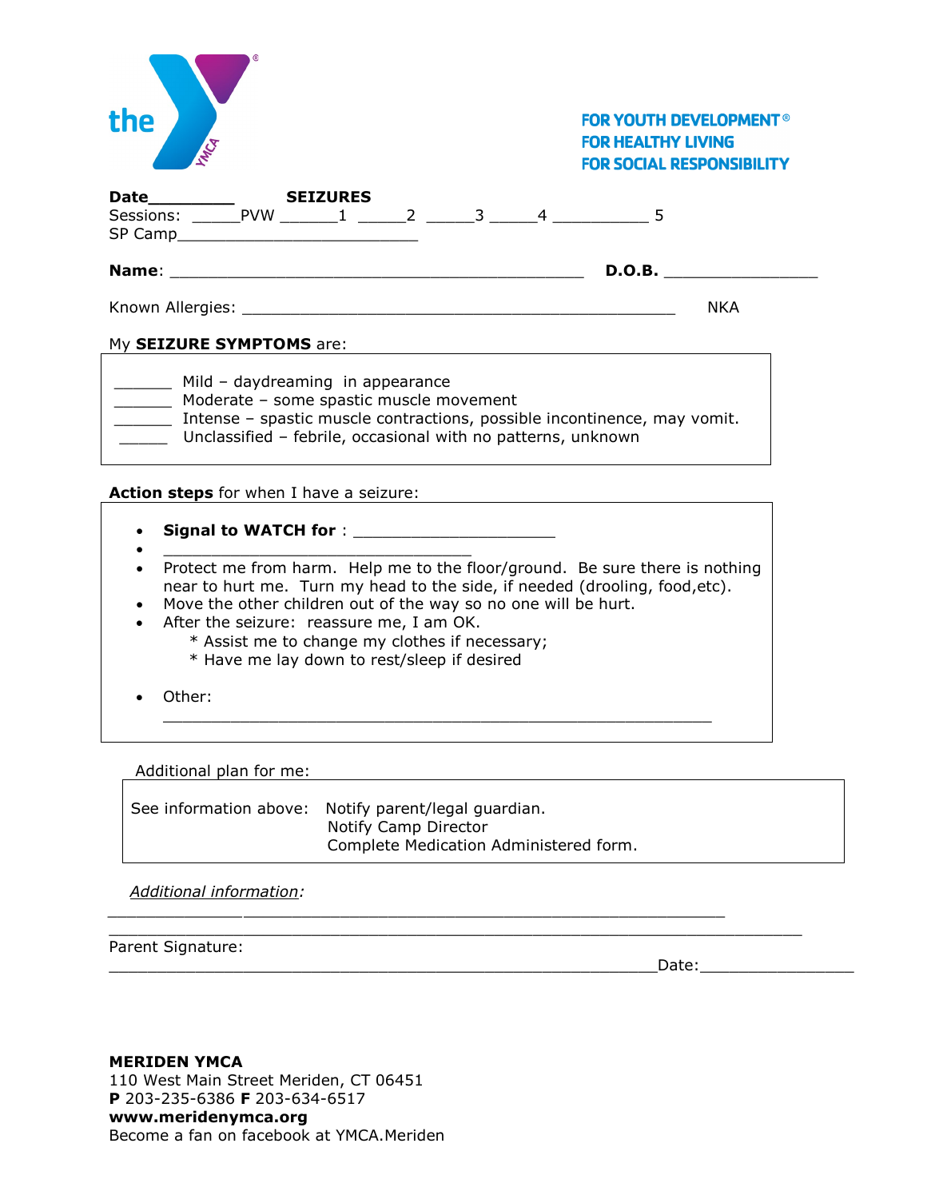the YMCA

FOR YOUTH DEVELOPMENT®
FOR HEALTHY LIVING
FOR SOCIAL RESPONSIBILITY

**Date**_________ **SEIZURES**

Sessions: ______PVW _______1 ______2 ______3 ______4 ___________ 5

SP Camp__________________________

**Name**: _____________________________________________ **D.O.B.** _________________

Known Allergies: _______________________________________________ NKA

My **SEIZURE SYMPTOMS** are:

_______ Mild – daydreaming in appearance
_______ Moderate – some spastic muscle movement
_______ Intense – spastic muscle contractions, possible incontinence, may vomit.
______ Unclassified – febrile, occasional with no patterns, unknown

**Action steps** for when I have a seizure:

- **Signal to WATCH for** : ______________________
- __________________________________
- Protect me from harm. Help me to the floor/ground. Be sure there is nothing near to hurt me. Turn my head to the side, if needed (drooling, food,etc).
- Move the other children out of the way so no one will be hurt.
- After the seizure: reassure me, I am OK.
  * Assist me to change my clothes if necessary;
  * Have me lay down to rest/sleep if desired
- Other: ____________________________________________________________

Additional plan for me:

See information above: Notify parent/legal guardian.
Notify Camp Director
Complete Medication Administered form.

*Additional information:*

_____________________________________________________________________

_____________________________________________________________________

Parent Signature: ____________________________________________________________Date:_________________

**MERIDEN YMCA**
110 West Main Street Meriden, CT 06451
**P** 203-235-6386 **F** 203-634-6517
**www.meridenymca.org**
Become a fan on facebook at YMCA.Meriden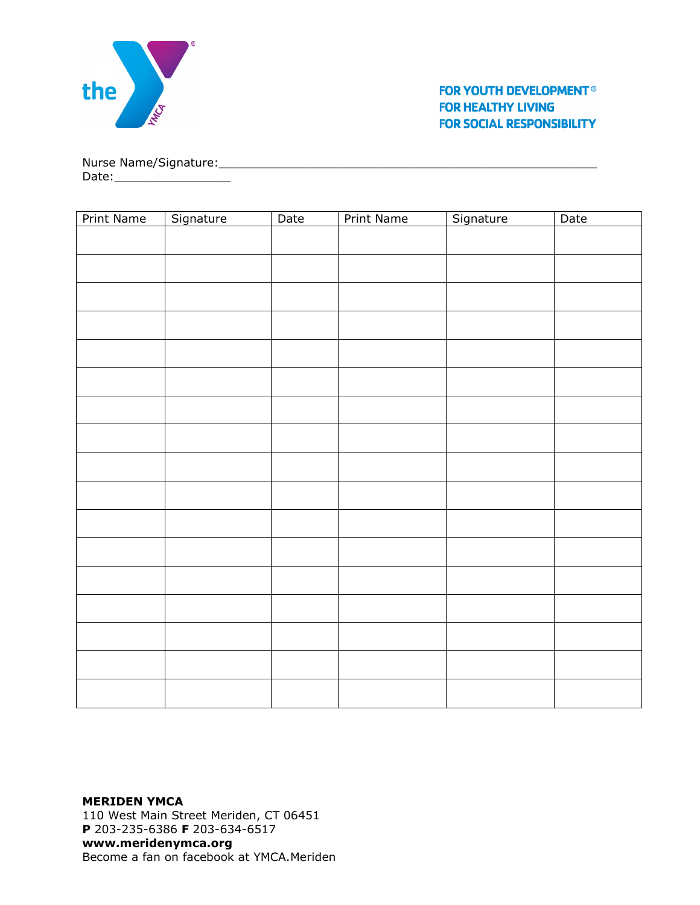FOR YOUTH DEVELOPMENT®
FOR HEALTHY LIVING
FOR SOCIAL RESPONSIBILITY

Nurse Name/Signature:_______________________________________________________
Date:_________________

| Print Name | Signature | Date | Print Name | Signature | Date |
|---|---|---|---|---|---|
| | | | | | |
| | | | | | |
| | | | | | |
| | | | | | |
| | | | | | |
| | | | | | |
| | | | | | |
| | | | | | |
| | | | | | |
| | | | | | |
| | | | | | |
| | | | | | |
| | | | | | |
| | | | | | |
| | | | | | |
| | | | | | |
| | | | | | |

**MERIDEN YMCA**
110 West Main Street Meriden, CT 06451
**P** 203-235-6386 **F** 203-634-6517
**www.meridenymca.org**
Become a fan on facebook at YMCA.Meriden